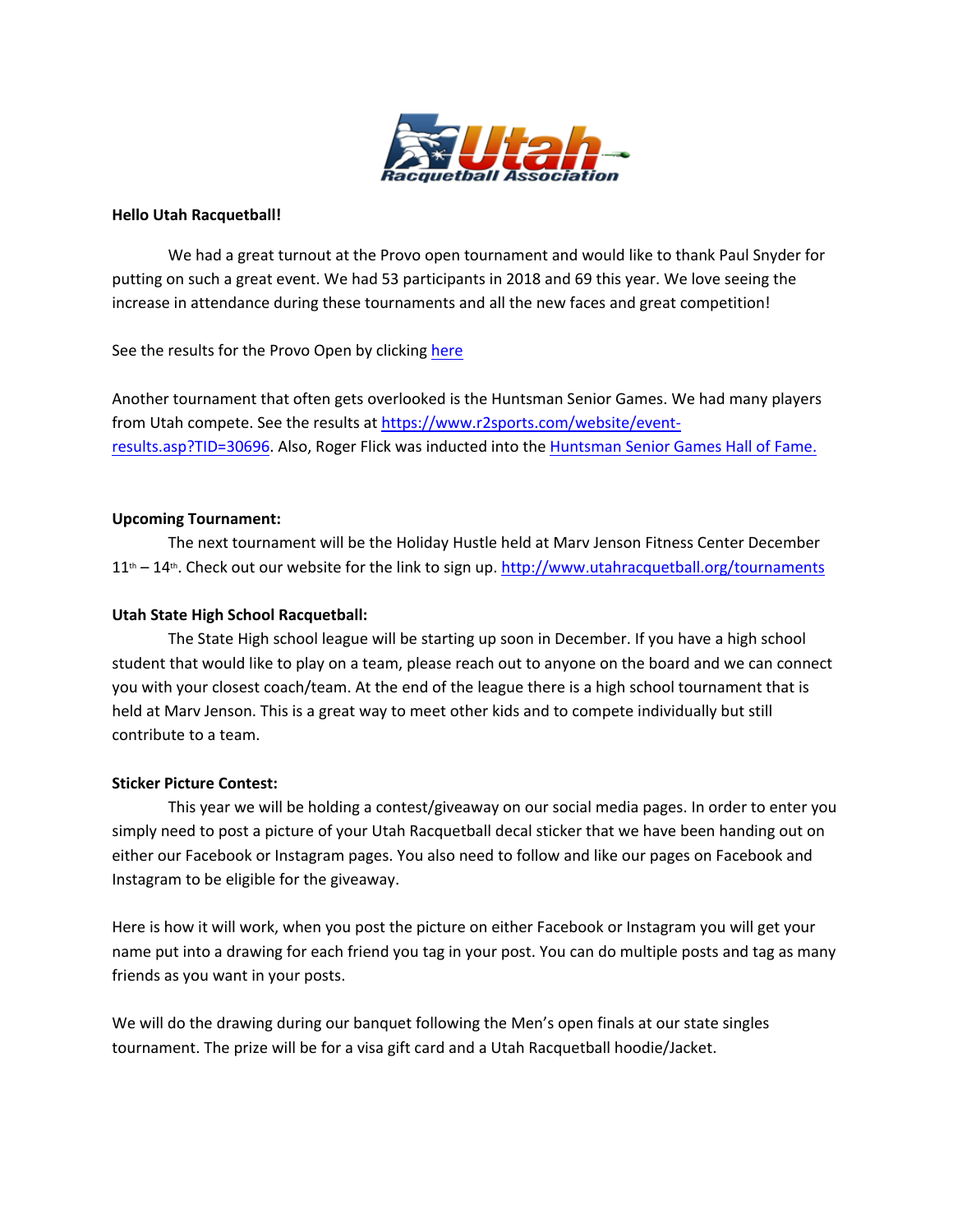**Hello Utah Racquetball!**

We had a great turnout at the Provo open tournament and would like to thank Paul Snyder for putting on such a great event. We had 53 participants in 2018 and 69 this year. We love seeing the increase in attendance during these tournaments and all the new faces and great competition!

See the results for the Provo Open by clicking here

Another tournament that often gets overlooked is the Huntsman Senior Games. We had many players from Utah compete. See the results at https://www.r2sports.com/website/event-results.asp?TID=30696. Also, Roger Flick was inducted into the Huntsman Senior Games Hall of Fame.

**Upcoming Tournament:**

The next tournament will be the Holiday Hustle held at Marv Jenson Fitness Center December 11th – 14th. Check out our website for the link to sign up. http://www.utahracquetball.org/tournaments

**Utah State High School Racquetball:**

The State High school league will be starting up soon in December. If you have a high school student that would like to play on a team, please reach out to anyone on the board and we can connect you with your closest coach/team. At the end of the league there is a high school tournament that is held at Marv Jenson. This is a great way to meet other kids and to compete individually but still contribute to a team.

**Sticker Picture Contest:**

This year we will be holding a contest/giveaway on our social media pages. In order to enter you simply need to post a picture of your Utah Racquetball decal sticker that we have been handing out on either our Facebook or Instagram pages. You also need to follow and like our pages on Facebook and Instagram to be eligible for the giveaway.

Here is how it will work, when you post the picture on either Facebook or Instagram you will get your name put into a drawing for each friend you tag in your post. You can do multiple posts and tag as many friends as you want in your posts.

We will do the drawing during our banquet following the Men's open finals at our state singles tournament. The prize will be for a visa gift card and a Utah Racquetball hoodie/Jacket.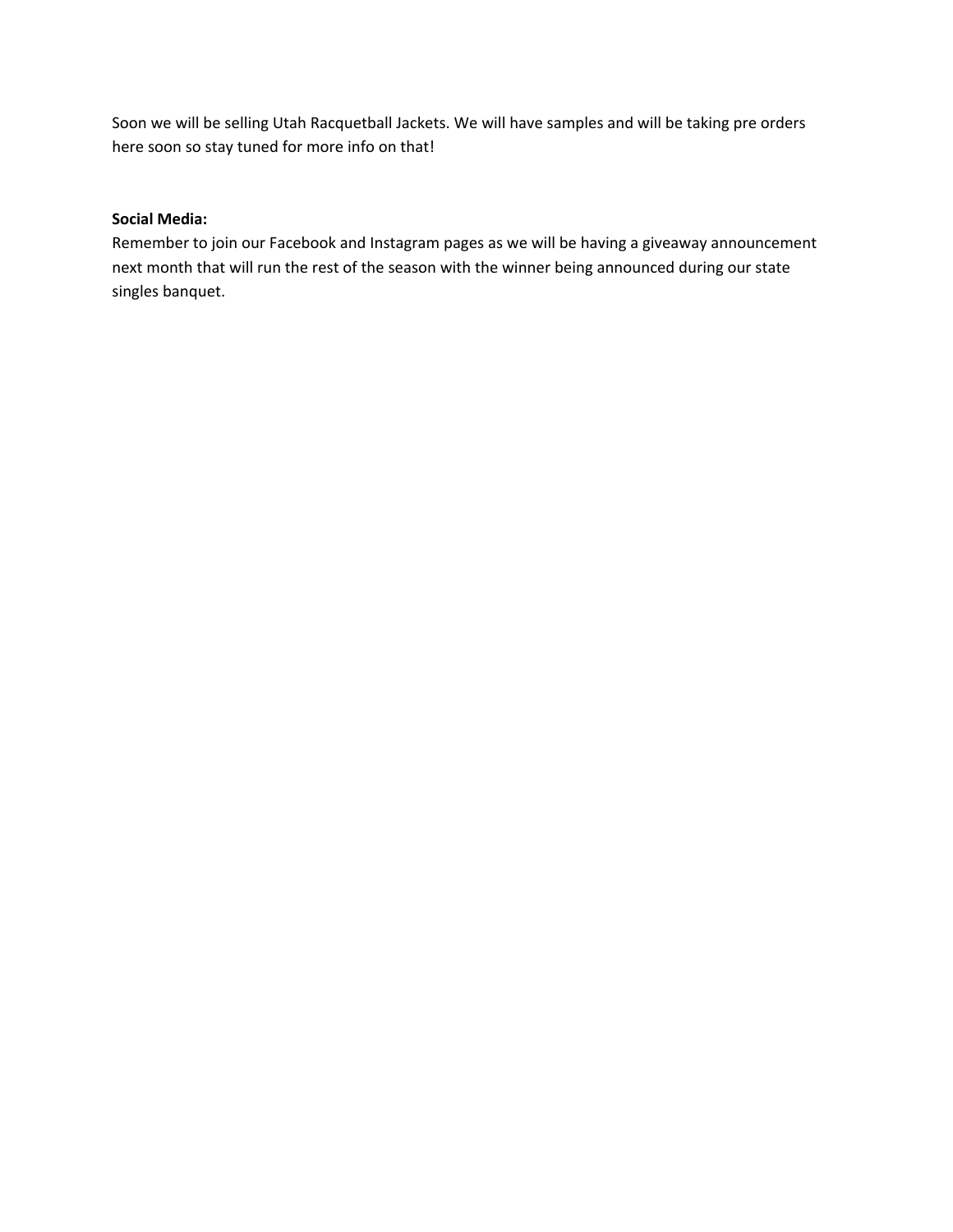Soon we will be selling Utah Racquetball Jackets. We will have samples and will be taking pre orders here soon so stay tuned for more info on that!

**Social Media:**

Remember to join our Facebook and Instagram pages as we will be having a giveaway announcement next month that will run the rest of the season with the winner being announced during our state singles banquet.